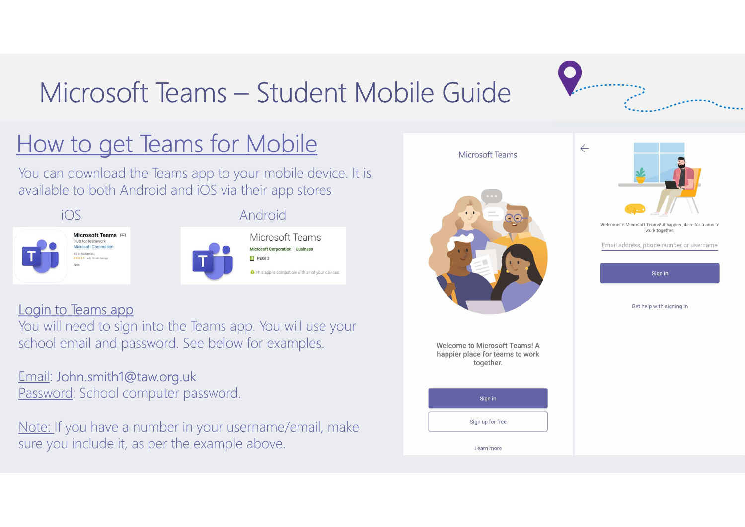# Microsoft Teams – Student Mobile Guide

## How to get Teams for Mobile

You can download the Teams app to your mobile device. It is available to both Android and iOS via their app stores

iOS

Android

### Login to Teams app

You will need to sign into the Teams app. You will use your school email and password. See below for examples.

Email: John.smith1@taw.org.uk
Password: School computer password.

Note: If you have a number in your username/email, make sure you include it, as per the example above.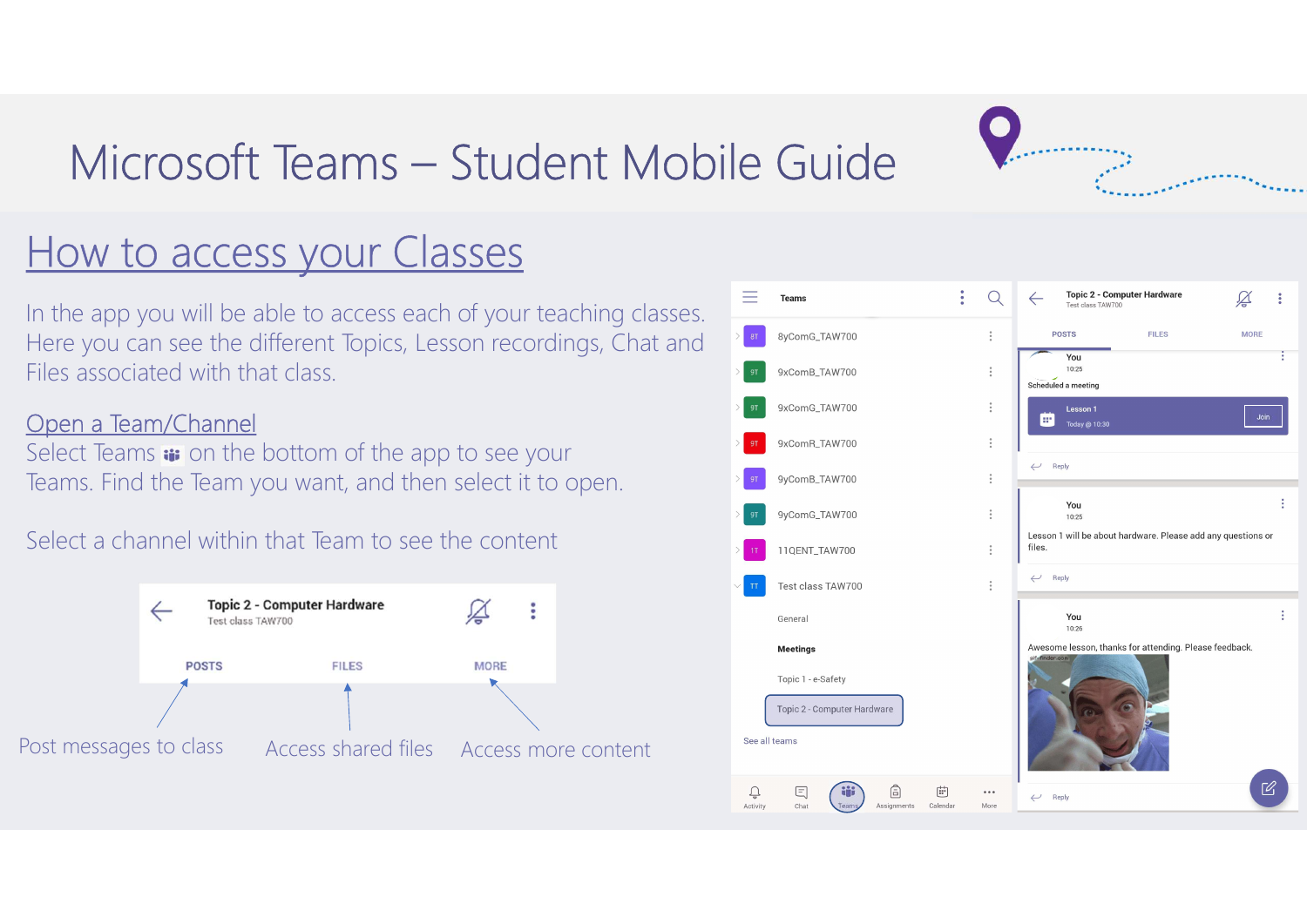# Microsoft Teams – Student Mobile Guide

## How to access your Classes

In the app you will be able to access each of your teaching classes. Here you can see the different Topics, Lesson recordings, Chat and Files associated with that class.

### Open a Team/Channel

Select Teams on the bottom of the app to see your Teams. Find the Team you want, and then select it to open.

Select a channel within that Team to see the content

Topic 2 - Computer Hardware
Test class TAW700

POSTS | FILES | MORE

Post messages to class

Access shared files

Access more content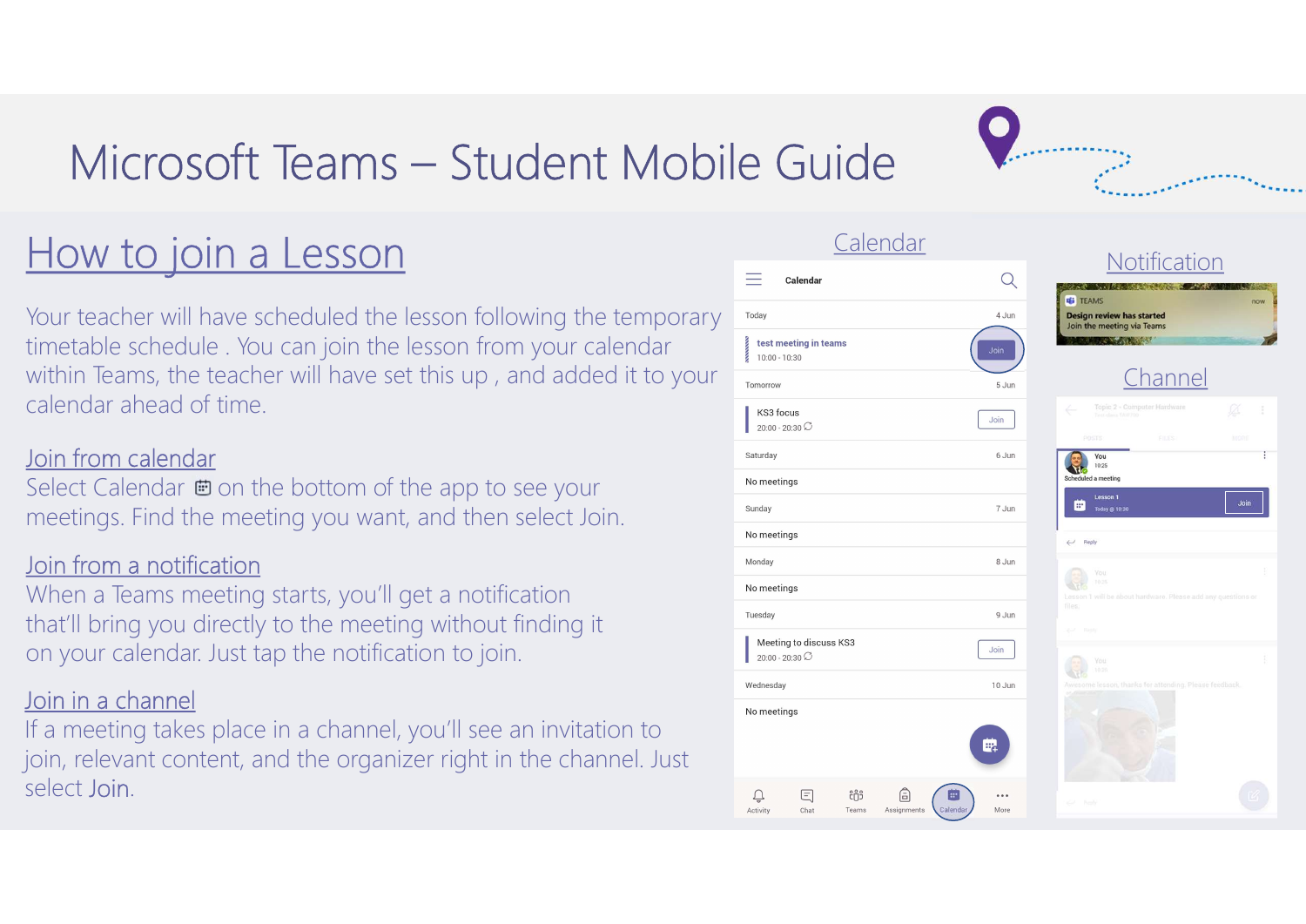# Microsoft Teams – Student Mobile Guide

## How to join a Lesson

Your teacher will have scheduled the lesson following the temporary timetable schedule . You can join the lesson from your calendar within Teams, the teacher will have set this up , and added it to your calendar ahead of time.

### Join from calendar

Select Calendar on the bottom of the app to see your meetings. Find the meeting you want, and then select Join.

### Join from a notification

When a Teams meeting starts, you'll get a notification that'll bring you directly to the meeting without finding it on your calendar. Just tap the notification to join.

### Join in a channel

If a meeting takes place in a channel, you'll see an invitation to join, relevant content, and the organizer right in the channel. Just select Join.

### Calendar

Calendar

| | |
|---|---|
| Today | 4 Jun |
| test meeting in teams 10:00 - 10:30 | Join |
| Tomorrow | 5 Jun |
| KS3 focus 20:00 - 20:30 | Join |
| Saturday | 6 Jun |
| No meetings | |
| Sunday | 7 Jun |
| No meetings | |
| Monday | 8 Jun |
| No meetings | |
| Tuesday | 9 Jun |
| Meeting to discuss KS3 20:00 - 20:30 | Join |
| Wednesday | 10 Jun |
| No meetings | |

Activity Chat Teams Assignments Calendar More

### Notification

TEAMS now
Design review has started
Join the meeting via Teams

### Channel

You 10:25
Scheduled a meeting
Lesson 1
Today @ 10:30
Join
Reply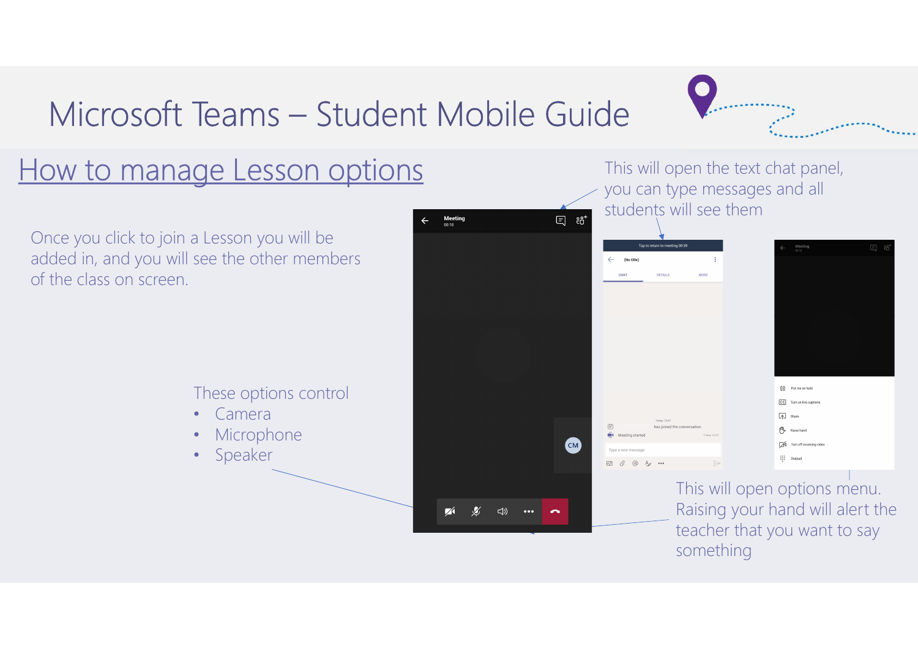# Microsoft Teams – Student Mobile Guide

## How to manage Lesson options

Once you click to join a Lesson you will be added in, and you will see the other members of the class on screen.

These options control

- Camera
- Microphone
- Speaker

This will open the text chat panel, you can type messages and all students will see them

This will open options menu. Raising your hand will alert the teacher that you want to say something